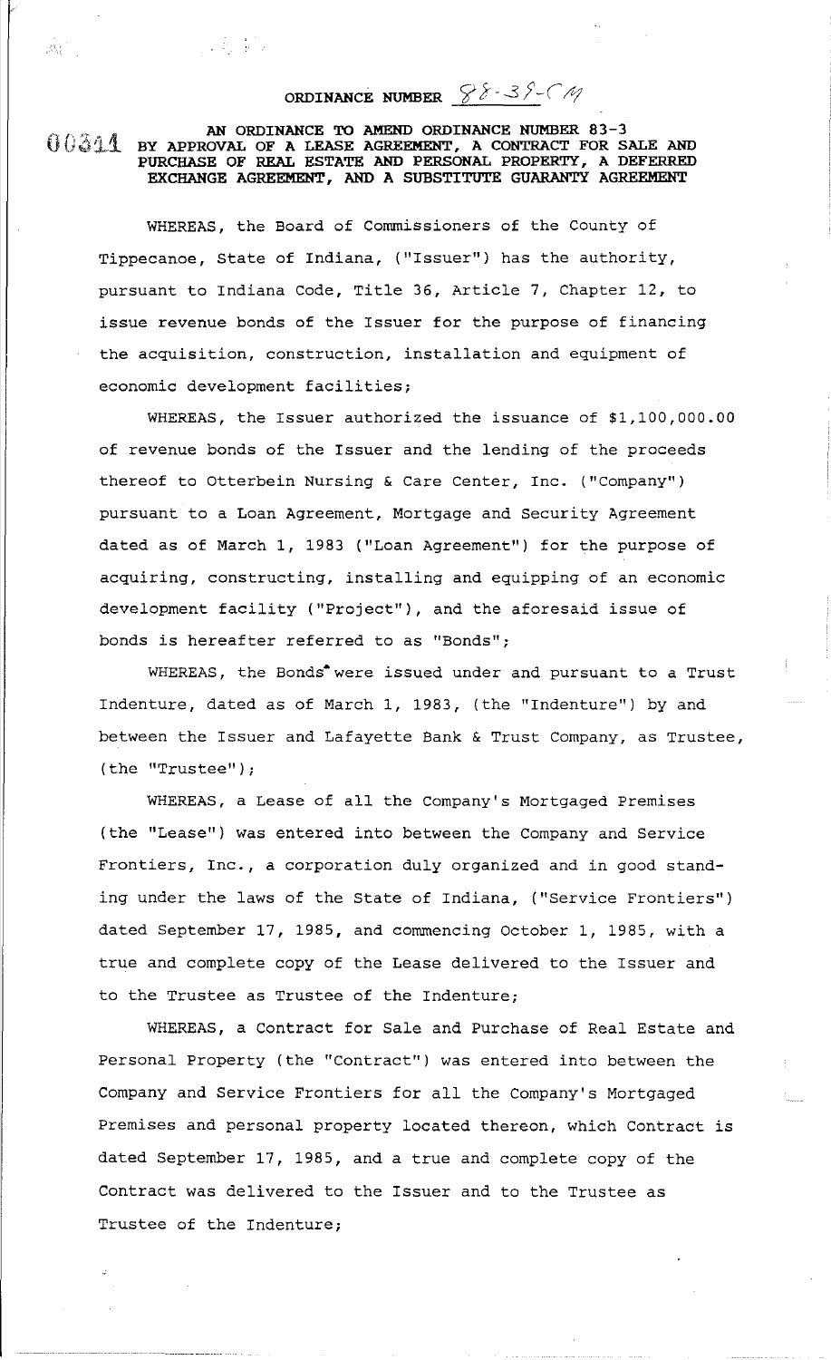# ORDINANCE NUMBER 88-38-CM

00344

## AN ORDINANCE TO AMEND ORDINANCE NUMBER 83-3 BY APPROVAL OF A LEASE AGREEMENT, A CONTRACT FOR SALE AND PURCHASE OF REAL ESTATE AND PERSONAL PROPERTY, A DEFERRED EXCHANGE AGREEMENT, AND A SUBSTITUTE GUARANTY AGREEMENT

WHEREAS, the Board of Commissioners of the County of Tippecanoe, State of Indiana, ("Issuer") has the authority, pursuant to Indiana Code, Title 36, Article 7, Chapter 12, to issue revenue bonds of the Issuer for the purpose of financing the acquisition, construction, installation and equipment of economic development facilities;

WHEREAS, the Issuer authorized the issuance of $1,100,000.00 of revenue bonds of the Issuer and the lending of the proceeds thereof to Otterbein Nursing & Care Center, Inc. ("Company") pursuant to a Loan Agreement, Mortgage and Security Agreement dated as of March 1, 1983 ("Loan Agreement") for the purpose of acquiring, constructing, installing and equipping of an economic development facility ("Project"), and the aforesaid issue of bonds is hereafter referred to as "Bonds";

WHEREAS, the Bonds were issued under and pursuant to a Trust Indenture, dated as of March 1, 1983, (the "Indenture") by and between the Issuer and Lafayette Bank & Trust Company, as Trustee, (the "Trustee");

WHEREAS, a Lease of all the Company's Mortgaged Premises (the "Lease") was entered into between the Company and Service Frontiers, Inc., a corporation duly organized and in good standing under the laws of the State of Indiana, ("Service Frontiers") dated September 17, 1985, and commencing October 1, 1985, with a true and complete copy of the Lease delivered to the Issuer and to the Trustee as Trustee of the Indenture;

WHEREAS, a Contract for Sale and Purchase of Real Estate and Personal Property (the "Contract") was entered into between the Company and Service Frontiers for all the Company's Mortgaged Premises and personal property located thereon, which Contract is dated September 17, 1985, and a true and complete copy of the Contract was delivered to the Issuer and to the Trustee as Trustee of the Indenture;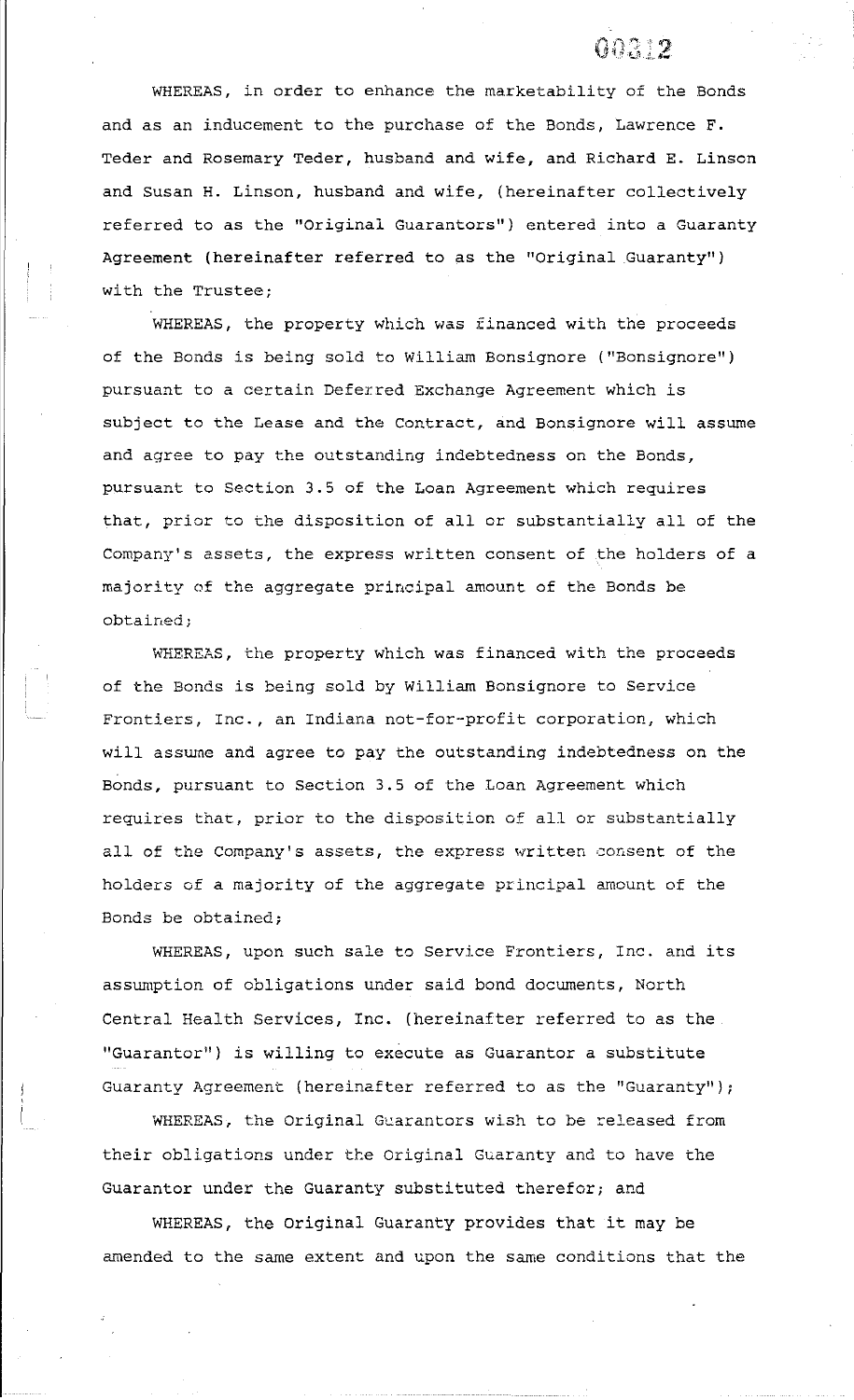WHEREAS, in order to enhance the marketability of the Bonds and as an inducement to the purchase of the Bonds, Lawrence F. Teder and Rosemary Teder, husband and wife, and Richard E. Linson and Susan H. Linson, husband and wife, (hereinafter collectively referred to as the "Original Guarantors") entered into a Guaranty Agreement (hereinafter referred to as the "Original Guaranty") with the Trustee;

WHEREAS, the property which was financed with the proceeds of the Bonds is being sold to William Bonsignore ("Bonsignore") pursuant to a certain Deferred Exchange Agreement which is subject to the Lease and the Contract, and Bonsignore will assume and agree to pay the outstanding indebtedness on the Bonds, pursuant to Section 3.5 of the Loan Agreement which requires that, prior to the disposition of all or substantially all of the Company's assets, the express written consent of the holders of a majority of the aggregate principal amount of the Bonds be obtained;

WHEREAS, the property which was financed with the proceeds of the Bonds is being sold by William Bonsignore to Service Frontiers, Inc., an Indiana not-for-profit corporation, which will assume and agree to pay the outstanding indebtedness on the Bonds, pursuant to Section 3.5 of the Loan Agreement which requires that, prior to the disposition of all or substantially all of the Company's assets, the express written consent of the holders of a majority of the aggregate principal amount of the Bonds be obtained;

WHEREAS, upon such sale to Service Frontiers, Inc. and its assumption of obligations under said bond documents, North Central Health Services, Inc. (hereinafter referred to as the "Guarantor") is willing to execute as Guarantor a substitute Guaranty Agreement (hereinafter referred to as the "Guaranty");

WHEREAS, the Original Guarantors wish to be released from their obligations under the Original Guaranty and to have the Guarantor under the Guaranty substituted therefor; and

WHEREAS, the Original Guaranty provides that it may be amended to the same extent and upon the same conditions that the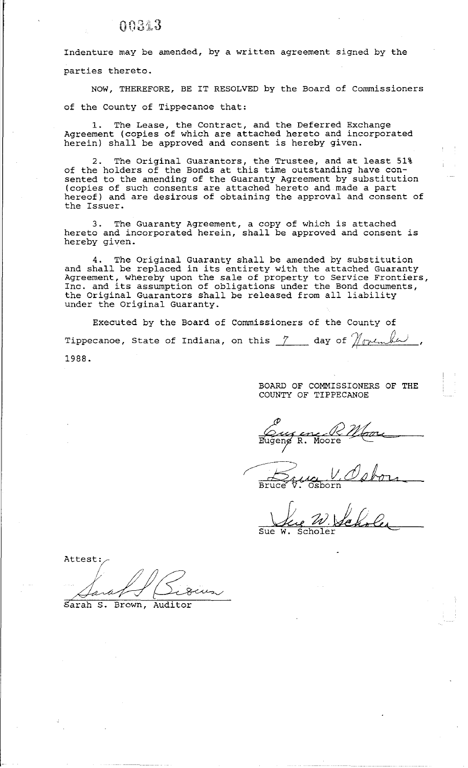Indenture may be amended, by a written agreement signed by the parties thereto.

NOW, THEREFORE, BE IT RESOLVED by the Board of Commissioners of the County of Tippecanoe that:

1. The Lease, the Contract, and the Deferred Exchange Agreement (copies of which are attached hereto and incorporated herein) shall be approved and consent is hereby given.

2. The Original Guarantors, the Trustee, and at least 51% of the holders of the Bonds at this time outstanding have consented to the amending of the Guaranty Agreement by substitution (copies of such consents are attached hereto and made a part hereof) and are desirous of obtaining the approval and consent of the Issuer.

3. The Guaranty Agreement, a copy of which is attached hereto and incorporated herein, shall be approved and consent is hereby given.

4. The Original Guaranty shall be amended by substitution and shall be replaced in its entirety with the attached Guaranty Agreement, whereby upon the sale of property to Service Frontiers, Inc. and its assumption of obligations under the Bond documents, the Original Guarantors shall be released from all liability under the Original Guaranty.

Executed by the Board of Commissioners of the County of Tippecanoe, State of Indiana, on this 7 day of November, 1988.

BOARD OF COMMISSIONERS OF THE COUNTY OF TIPPECANOE

Eugene R. Moore

Bruce V. Osborn

Sue W. Scholer

Attest:

Sarah S. Brown, Auditor